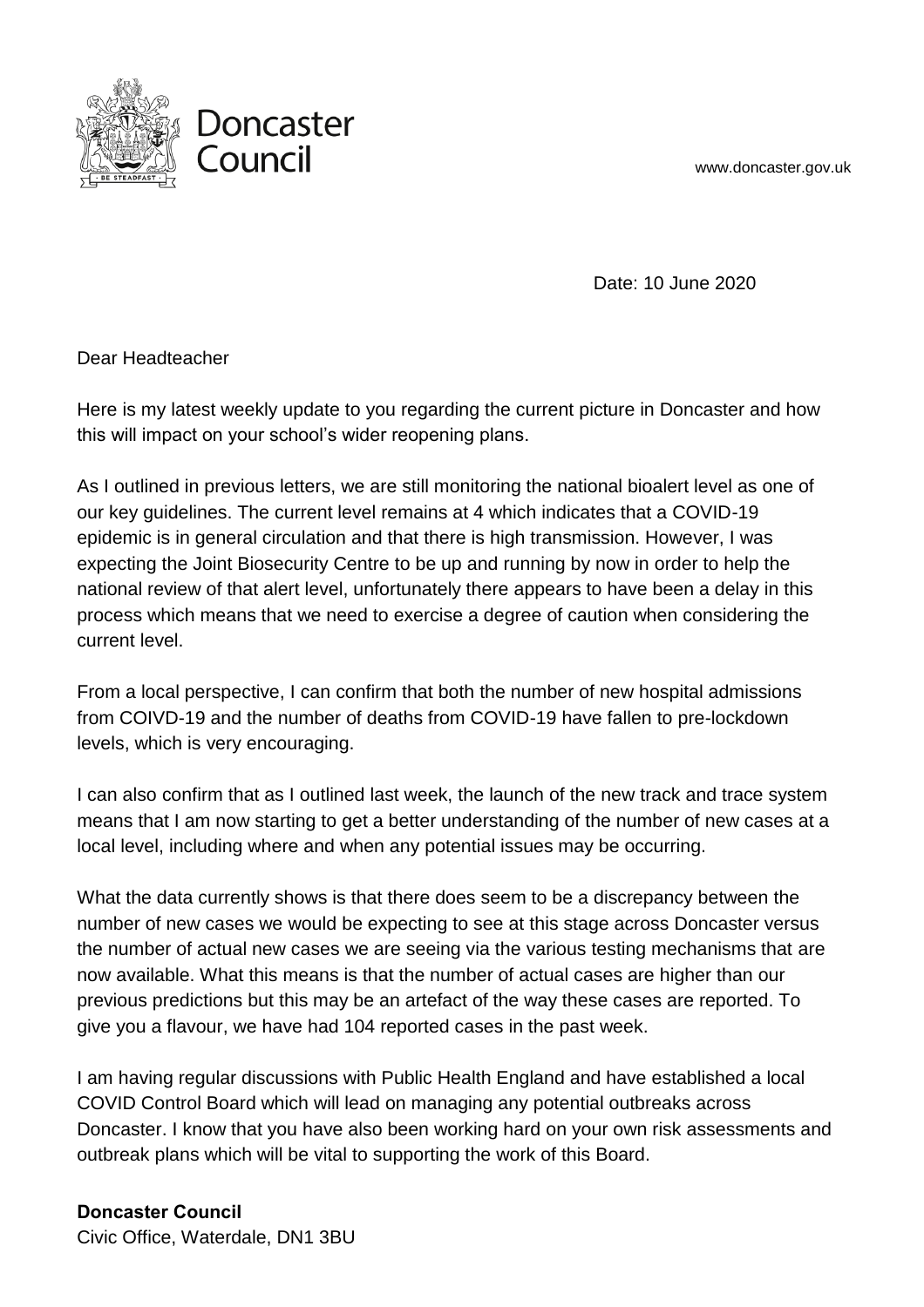# Doncaster Council

www.doncaster.gov.uk

Date: 10 June 2020

Dear Headteacher

Here is my latest weekly update to you regarding the current picture in Doncaster and how this will impact on your school's wider reopening plans.

As I outlined in previous letters, we are still monitoring the national bioalert level as one of our key guidelines. The current level remains at 4 which indicates that a COVID-19 epidemic is in general circulation and that there is high transmission. However, I was expecting the Joint Biosecurity Centre to be up and running by now in order to help the national review of that alert level, unfortunately there appears to have been a delay in this process which means that we need to exercise a degree of caution when considering the current level.

From a local perspective, I can confirm that both the number of new hospital admissions from COIVD-19 and the number of deaths from COVID-19 have fallen to pre-lockdown levels, which is very encouraging.

I can also confirm that as I outlined last week, the launch of the new track and trace system means that I am now starting to get a better understanding of the number of new cases at a local level, including where and when any potential issues may be occurring.

What the data currently shows is that there does seem to be a discrepancy between the number of new cases we would be expecting to see at this stage across Doncaster versus the number of actual new cases we are seeing via the various testing mechanisms that are now available. What this means is that the number of actual cases are higher than our previous predictions but this may be an artefact of the way these cases are reported. To give you a flavour, we have had 104 reported cases in the past week.

I am having regular discussions with Public Health England and have established a local COVID Control Board which will lead on managing any potential outbreaks across Doncaster. I know that you have also been working hard on your own risk assessments and outbreak plans which will be vital to supporting the work of this Board.

**Doncaster Council**
Civic Office, Waterdale, DN1 3BU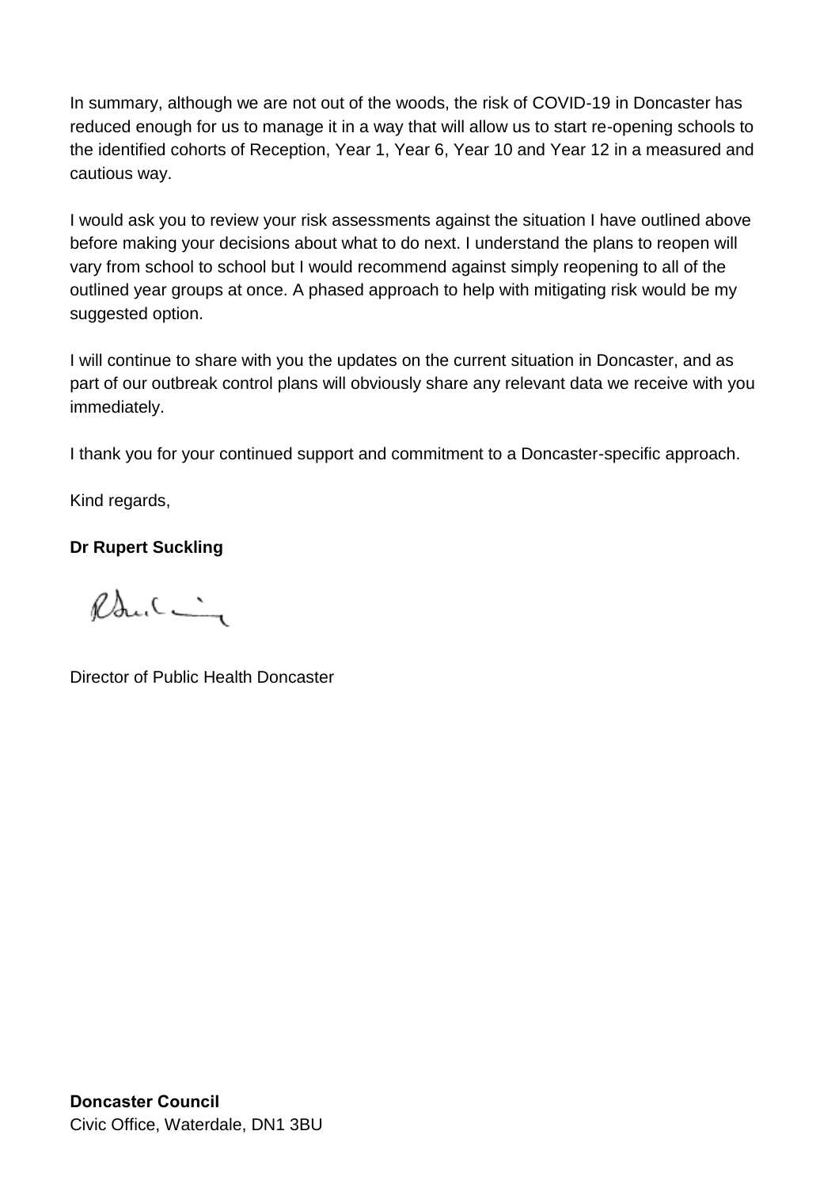In summary, although we are not out of the woods, the risk of COVID-19 in Doncaster has reduced enough for us to manage it in a way that will allow us to start re-opening schools to the identified cohorts of Reception, Year 1, Year 6, Year 10 and Year 12 in a measured and cautious way.

I would ask you to review your risk assessments against the situation I have outlined above before making your decisions about what to do next. I understand the plans to reopen will vary from school to school but I would recommend against simply reopening to all of the outlined year groups at once. A phased approach to help with mitigating risk would be my suggested option.

I will continue to share with you the updates on the current situation in Doncaster, and as part of our outbreak control plans will obviously share any relevant data we receive with you immediately.

I thank you for your continued support and commitment to a Doncaster-specific approach.

Kind regards,

**Dr Rupert Suckling**

Director of Public Health Doncaster

**Doncaster Council**
Civic Office, Waterdale, DN1 3BU